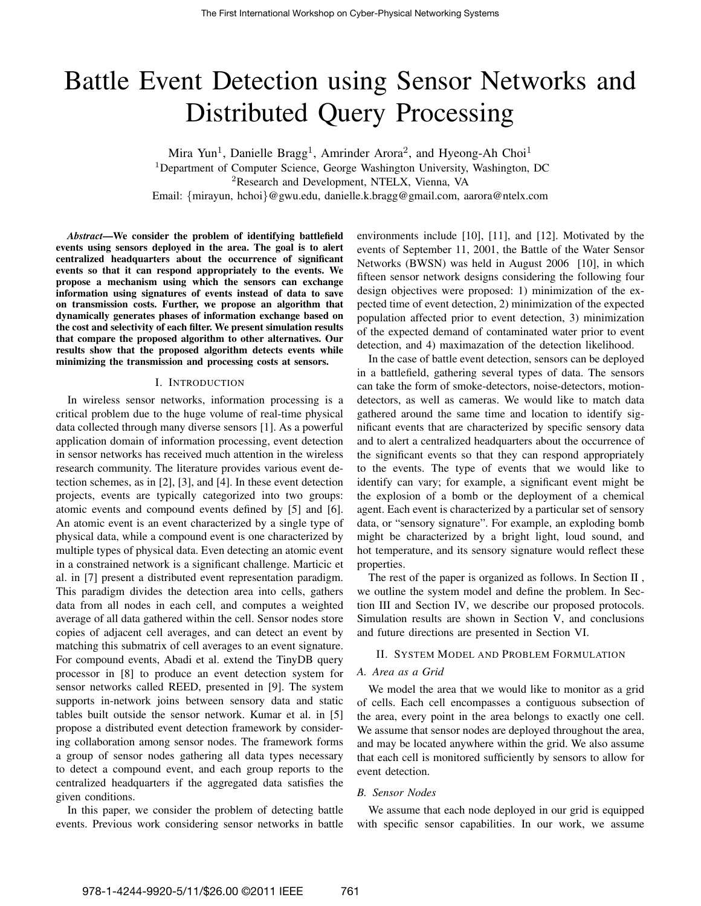# Battle Event Detection using Sensor Networks and Distributed Query Processing

Mira Yun[1], Danielle Bragg[1], Amrinder Arora[2], and Hyeong-Ah Choi[1]

[1]Department of Computer Science, George Washington University, Washington, DC

[2]Research and Development, NTELX, Vienna, VA

Email: {mirayun, hchoi}@gwu.edu, danielle.k.bragg@gmail.com, aarora@ntelx.com

***Abstract*—We consider the problem of identifying battlefield events using sensors deployed in the area. The goal is to alert centralized headquarters about the occurrence of significant events so that it can respond appropriately to the events. We propose a mechanism using which the sensors can exchange information using signatures of events instead of data to save on transmission costs. Further, we propose an algorithm that dynamically generates phases of information exchange based on the cost and selectivity of each filter. We present simulation results that compare the proposed algorithm to other alternatives. Our results show that the proposed algorithm detects events while minimizing the transmission and processing costs at sensors.**

## I. Introduction

In wireless sensor networks, information processing is a critical problem due to the huge volume of real-time physical data collected through many diverse sensors [1]. As a powerful application domain of information processing, event detection in sensor networks has received much attention in the wireless research community. The literature provides various event detection schemes, as in [2], [3], and [4]. In these event detection projects, events are typically categorized into two groups: atomic events and compound events defined by [5] and [6]. An atomic event is an event characterized by a single type of physical data, while a compound event is one characterized by multiple types of physical data. Even detecting an atomic event in a constrained network is a significant challenge. Marticic et al. in [7] present a distributed event representation paradigm. This paradigm divides the detection area into cells, gathers data from all nodes in each cell, and computes a weighted average of all data gathered within the cell. Sensor nodes store copies of adjacent cell averages, and can detect an event by matching this submatrix of cell averages to an event signature. For compound events, Abadi et al. extend the TinyDB query processor in [8] to produce an event detection system for sensor networks called REED, presented in [9]. The system supports in-network joins between sensory data and static tables built outside the sensor network. Kumar et al. in [5] propose a distributed event detection framework by considering collaboration among sensor nodes. The framework forms a group of sensor nodes gathering all data types necessary to detect a compound event, and each group reports to the centralized headquarters if the aggregated data satisfies the given conditions.

In this paper, we consider the problem of detecting battle events. Previous work considering sensor networks in battle environments include [10], [11], and [12]. Motivated by the events of September 11, 2001, the Battle of the Water Sensor Networks (BWSN) was held in August 2006 [10], in which fifteen sensor network designs considering the following four design objectives were proposed: 1) minimization of the expected time of event detection, 2) minimization of the expected population affected prior to event detection, 3) minimization of the expected demand of contaminated water prior to event detection, and 4) maximazation of the detection likelihood.

In the case of battle event detection, sensors can be deployed in a battlefield, gathering several types of data. The sensors can take the form of smoke-detectors, noise-detectors, motion-detectors, as well as cameras. We would like to match data gathered around the same time and location to identify significant events that are characterized by specific sensory data and to alert a centralized headquarters about the occurrence of the significant events so that they can respond appropriately to the events. The type of events that we would like to identify can vary; for example, a significant event might be the explosion of a bomb or the deployment of a chemical agent. Each event is characterized by a particular set of sensory data, or "sensory signature". For example, an exploding bomb might be characterized by a bright light, loud sound, and hot temperature, and its sensory signature would reflect these properties.

The rest of the paper is organized as follows. In Section II , we outline the system model and define the problem. In Section III and Section IV, we describe our proposed protocols. Simulation results are shown in Section V, and conclusions and future directions are presented in Section VI.

## II. System Model and Problem Formulation

### A. Area as a Grid

We model the area that we would like to monitor as a grid of cells. Each cell encompasses a contiguous subsection of the area, every point in the area belongs to exactly one cell. We assume that sensor nodes are deployed throughout the area, and may be located anywhere within the grid. We also assume that each cell is monitored sufficiently by sensors to allow for event detection.

### B. Sensor Nodes

We assume that each node deployed in our grid is equipped with specific sensor capabilities. In our work, we assume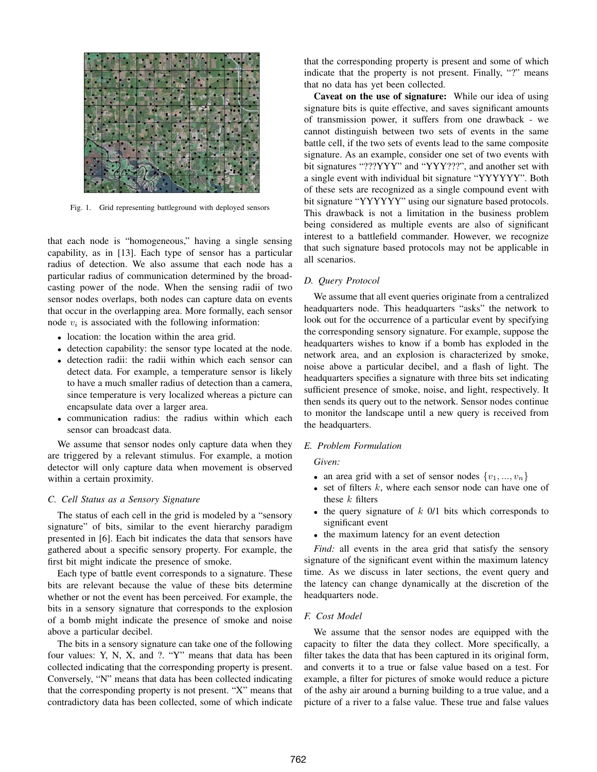Fig. 1. Grid representing battleground with deployed sensors

that each node is "homogeneous," having a single sensing capability, as in [13]. Each type of sensor has a particular radius of detection. We also assume that each node has a particular radius of communication determined by the broadcasting power of the node. When the sensing radii of two sensor nodes overlaps, both nodes can capture data on events that occur in the overlapping area. More formally, each sensor node $v_i$ is associated with the following information:

- location: the location within the area grid.
- detection capability: the sensor type located at the node.
- detection radii: the radii within which each sensor can detect data. For example, a temperature sensor is likely to have a much smaller radius of detection than a camera, since temperature is very localized whereas a picture can encapsulate data over a larger area.
- communication radius: the radius within which each sensor can broadcast data.

We assume that sensor nodes only capture data when they are triggered by a relevant stimulus. For example, a motion detector will only capture data when movement is observed within a certain proximity.

### C. Cell Status as a Sensory Signature

The status of each cell in the grid is modeled by a "sensory signature" of bits, similar to the event hierarchy paradigm presented in [6]. Each bit indicates the data that sensors have gathered about a specific sensory property. For example, the first bit might indicate the presence of smoke.

Each type of battle event corresponds to a signature. These bits are relevant because the value of these bits determine whether or not the event has been perceived. For example, the bits in a sensory signature that corresponds to the explosion of a bomb might indicate the presence of smoke and noise above a particular decibel.

The bits in a sensory signature can take one of the following four values: Y, N, X, and ?. "Y" means that data has been collected indicating that the corresponding property is present. Conversely, "N" means that data has been collected indicating that the corresponding property is not present. "X" means that contradictory data has been collected, some of which indicate that the corresponding property is present and some of which indicate that the property is not present. Finally, "?" means that no data has yet been collected.

**Caveat on the use of signature:** While our idea of using signature bits is quite effective, and saves significant amounts of transmission power, it suffers from one drawback - we cannot distinguish between two sets of events in the same battle cell, if the two sets of events lead to the same composite signature. As an example, consider one set of two events with bit signatures "???YYY" and "YYY???", and another set with a single event with individual bit signature "YYYYYY". Both of these sets are recognized as a single compound event with bit signature "YYYYYY" using our signature based protocols. This drawback is not a limitation in the business problem being considered as multiple events are also of significant interest to a battlefield commander. However, we recognize that such signature based protocols may not be applicable in all scenarios.

### D. Query Protocol

We assume that all event queries originate from a centralized headquarters node. This headquarters "asks" the network to look out for the occurrence of a particular event by specifying the corresponding sensory signature. For example, suppose the headquarters wishes to know if a bomb has exploded in the network area, and an explosion is characterized by smoke, noise above a particular decibel, and a flash of light. The headquarters specifies a signature with three bits set indicating sufficient presence of smoke, noise, and light, respectively. It then sends its query out to the network. Sensor nodes continue to monitor the landscape until a new query is received from the headquarters.

### E. Problem Formulation

*Given:*

- an area grid with a set of sensor nodes $\{v_1, ..., v_n\}$
- set of filters $k$, where each sensor node can have one of these $k$ filters
- the query signature of $k$ 0/1 bits which corresponds to significant event
- the maximum latency for an event detection

*Find:* all events in the area grid that satisfy the sensory signature of the significant event within the maximum latency time. As we discuss in later sections, the event query and the latency can change dynamically at the discretion of the headquarters node.

### F. Cost Model

We assume that the sensor nodes are equipped with the capacity to filter the data they collect. More specifically, a filter takes the data that has been captured in its original form, and converts it to a true or false value based on a test. For example, a filter for pictures of smoke would reduce a picture of the ashy air around a burning building to a true value, and a picture of a river to a false value. These true and false values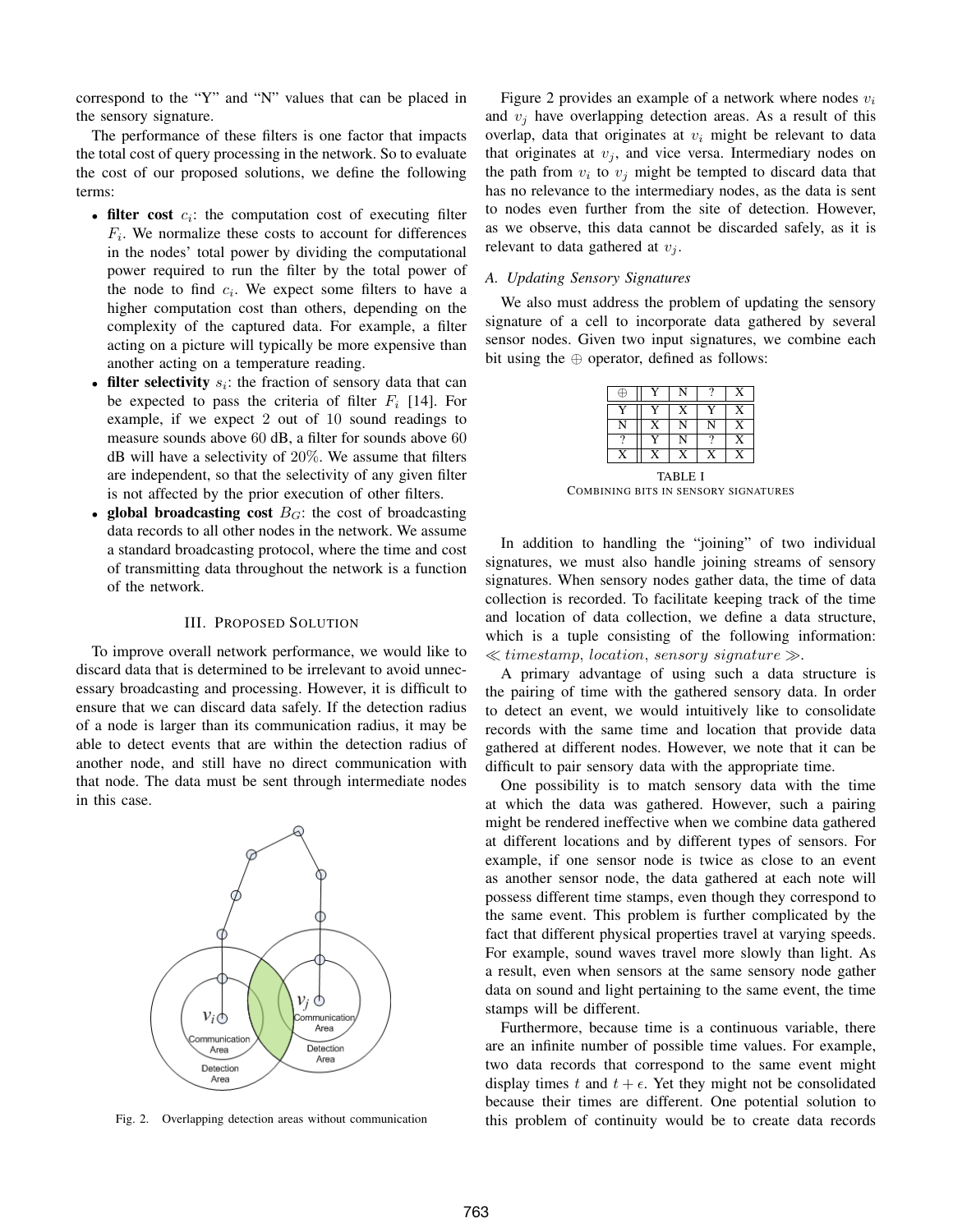correspond to the "Y" and "N" values that can be placed in the sensory signature.

The performance of these filters is one factor that impacts the total cost of query processing in the network. So to evaluate the cost of our proposed solutions, we define the following terms:

- **filter cost** $c_i$: the computation cost of executing filter $F_i$. We normalize these costs to account for differences in the nodes' total power by dividing the computational power required to run the filter by the total power of the node to find $c_i$. We expect some filters to have a higher computation cost than others, depending on the complexity of the captured data. For example, a filter acting on a picture will typically be more expensive than another acting on a temperature reading.
- **filter selectivity** $s_i$: the fraction of sensory data that can be expected to pass the criteria of filter $F_i$ [14]. For example, if we expect 2 out of 10 sound readings to measure sounds above 60 dB, a filter for sounds above 60 dB will have a selectivity of 20%. We assume that filters are independent, so that the selectivity of any given filter is not affected by the prior execution of other filters.
- **global broadcasting cost** $B_G$: the cost of broadcasting data records to all other nodes in the network. We assume a standard broadcasting protocol, where the time and cost of transmitting data throughout the network is a function of the network.

## III. Proposed Solution

To improve overall network performance, we would like to discard data that is determined to be irrelevant to avoid unnecessary broadcasting and processing. However, it is difficult to ensure that we can discard data safely. If the detection radius of a node is larger than its communication radius, it may be able to detect events that are within the detection radius of another node, and still have no direct communication with that node. The data must be sent through intermediate nodes in this case.

$v_i$

Communication Area

Detection Area

$v_j$

Communication Area

Detection Area

Fig. 2. Overlapping detection areas without communication

Figure 2 provides an example of a network where nodes $v_i$ and $v_j$ have overlapping detection areas. As a result of this overlap, data that originates at $v_i$ might be relevant to data that originates at $v_j$, and vice versa. Intermediary nodes on the path from $v_i$ to $v_j$ might be tempted to discard data that has no relevance to the intermediary nodes, as the data is sent to nodes even further from the site of detection. However, as we observe, this data cannot be discarded safely, as it is relevant to data gathered at $v_j$.

### A. Updating Sensory Signatures

We also must address the problem of updating the sensory signature of a cell to incorporate data gathered by several sensor nodes. Given two input signatures, we combine each bit using the $\oplus$ operator, defined as follows:

| $\oplus$ | Y | N | ? | X |
|---|---|---|---|---|
| Y | Y | X | Y | X |
| N | X | N | N | X |
| ? | Y | N | ? | X |
| X | X | X | X | X |

TABLE I
COMBINING BITS IN SENSORY SIGNATURES

In addition to handling the "joining" of two individual signatures, we must also handle joining streams of sensory signatures. When sensory nodes gather data, the time of data collection is recorded. To facilitate keeping track of the time and location of data collection, we define a data structure, which is a tuple consisting of the following information: $\ll timestamp, location, sensory\ signature \gg$.

A primary advantage of using such a data structure is the pairing of time with the gathered sensory data. In order to detect an event, we would intuitively like to consolidate records with the same time and location that provide data gathered at different nodes. However, we note that it can be difficult to pair sensory data with the appropriate time.

One possibility is to match sensory data with the time at which the data was gathered. However, such a pairing might be rendered ineffective when we combine data gathered at different locations and by different types of sensors. For example, if one sensor node is twice as close to an event as another sensor node, the data gathered at each note will possess different time stamps, even though they correspond to the same event. This problem is further complicated by the fact that different physical properties travel at varying speeds. For example, sound waves travel more slowly than light. As a result, even when sensors at the same sensory node gather data on sound and light pertaining to the same event, the time stamps will be different.

Furthermore, because time is a continuous variable, there are an infinite number of possible time values. For example, two data records that correspond to the same event might display times $t$ and $t + \epsilon$. Yet they might not be consolidated because their times are different. One potential solution to this problem of continuity would be to create data records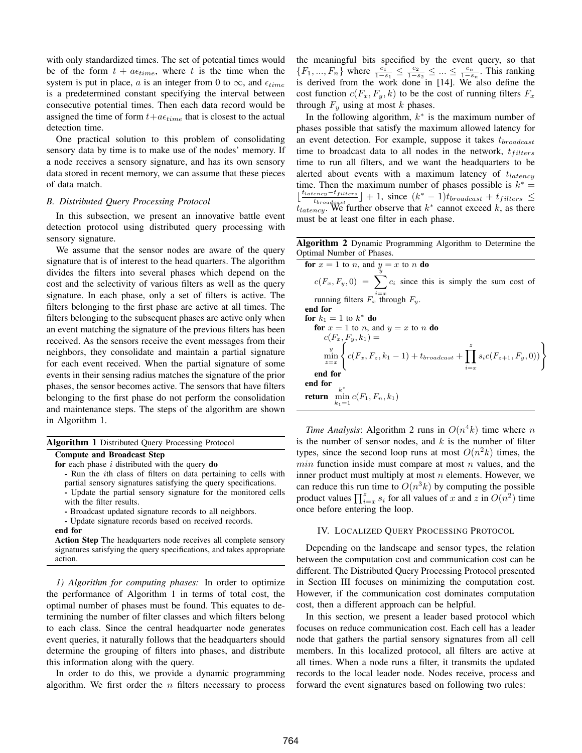with only standardized times. The set of potential times would be of the form $t + a\epsilon_{time}$, where $t$ is the time when the system is put in place, $a$ is an integer from 0 to $\infty$, and $\epsilon_{time}$ is a predetermined constant specifying the interval between consecutive potential times. Then each data record would be assigned the time of form $t+a\epsilon_{time}$ that is closest to the actual detection time.

One practical solution to this problem of consolidating sensory data by time is to make use of the nodes' memory. If a node receives a sensory signature, and has its own sensory data stored in recent memory, we can assume that these pieces of data match.

### B. Distributed Query Processing Protocol

In this subsection, we present an innovative battle event detection protocol using distributed query processing with sensory signature.

We assume that the sensor nodes are aware of the query signature that is of interest to the head quarters. The algorithm divides the filters into several phases which depend on the cost and the selectivity of various filters as well as the query signature. In each phase, only a set of filters is active. The filters belonging to the first phase are active at all times. The filters belonging to the subsequent phases are active only when an event matching the signature of the previous filters has been received. As the sensors receive the event messages from their neighbors, they consolidate and maintain a partial signature for each event received. When the partial signature of some events in their sensing radius matches the signature of the prior phases, the sensor becomes active. The sensors that have filters belonging to the first phase do not perform the consolidation and maintenance steps. The steps of the algorithm are shown in Algorithm 1.

**Algorithm 1** Distributed Query Processing Protocol

**Compute and Broadcast Step**
**for** each phase $i$ distributed with the query **do**
- Run the $i$th class of filters on data pertaining to cells with partial sensory signatures satisfying the query specifications.
- Update the partial sensory signature for the monitored cells with the filter results.
- Broadcast updated signature records to all neighbors.
- Update signature records based on received records.

**end for**
**Action Step** The headquarters node receives all complete sensory signatures satisfying the query specifications, and takes appropriate action.

*1) Algorithm for computing phases:* In order to optimize the performance of Algorithm 1 in terms of total cost, the optimal number of phases must be found. This equates to determining the number of filter classes and which filters belong to each class. Since the central headquarter node generates event queries, it naturally follows that the headquarters should determine the grouping of filters into phases, and distribute this information along with the query.

In order to do this, we provide a dynamic programming algorithm. We first order the $n$ filters necessary to process the meaningful bits specified by the event query, so that $\{F_1, ..., F_n\}$ where $\frac{c_1}{1-s_1} \leq \frac{c_2}{1-s_2} \leq ... \leq \frac{c_n}{1-s_n}$. This ranking is derived from the work done in [14]. We also define the cost function $c(F_x, F_y, k)$ to be the cost of running filters $F_x$ through $F_y$ using at most $k$ phases.

In the following algorithm, $k^*$ is the maximum number of phases possible that satisfy the maximum allowed latency for an event detection. For example, suppose it takes $t_{broadcast}$ time to broadcast data to all nodes in the network, $t_{filters}$ time to run all filters, and we want the headquarters to be alerted about events with a maximum latency of $t_{latency}$ time. Then the maximum number of phases possible is $k^* = \lfloor \frac{t_{latency}-t_{filters}}{t_{broadcast}} \rfloor + 1$, since $(k^*-1)t_{broadcast} + t_{filters} \leq t_{latency}$. We further observe that $k^*$ cannot exceed $k$, as there must be at least one filter in each phase.

**Algorithm 2** Dynamic Programming Algorithm to Determine the Optimal Number of Phases.

**for** $x = 1$ to $n$, and $y = x$ to $n$ **do**
$c(F_x, F_y, 0) = \sum_{i=x}^{y} c_i$ since this is simply the sum cost of running filters $F_x$ through $F_y$.
**end for**
**for** $k_1 = 1$ to $k^*$ **do**
**for** $x = 1$ to $n$, and $y = x$ to $n$ **do**
$c(F_x, F_y, k_1) =$
$$\min_{z=x}^{y} \left\{ c(F_x, F_z, k_1 - 1) + t_{broadcast} + \prod_{i=x}^{z} s_i c(F_{z+1}, F_y, 0)) \right\}$$
**end for**
**end for**
**return** $\min_{k_1=1}^{k^*} c(F_1, F_n, k_1)$

*Time Analysis*: Algorithm 2 runs in $O(n^4k)$ time where $n$ is the number of sensor nodes, and $k$ is the number of filter types, since the second loop runs at most $O(n^2k)$ times, the $min$ function inside must compare at most $n$ values, and the inner product must multiply at most $n$ elements. However, we can reduce this run time to $O(n^3k)$ by computing the possible product values $\prod_{i=x}^{z} s_i$ for all values of $x$ and $z$ in $O(n^2)$ time once before entering the loop.

## IV. Localized Query Processing Protocol

Depending on the landscape and sensor types, the relation between the computation cost and communication cost can be different. The Distributed Query Processing Protocol presented in Section III focuses on minimizing the computation cost. However, if the communication cost dominates computation cost, then a different approach can be helpful.

In this section, we present a leader based protocol which focuses on reduce communication cost. Each cell has a leader node that gathers the partial sensory signatures from all cell members. In this localized protocol, all filters are active at all times. When a node runs a filter, it transmits the updated records to the local leader node. Nodes receive, process and forward the event signatures based on following two rules: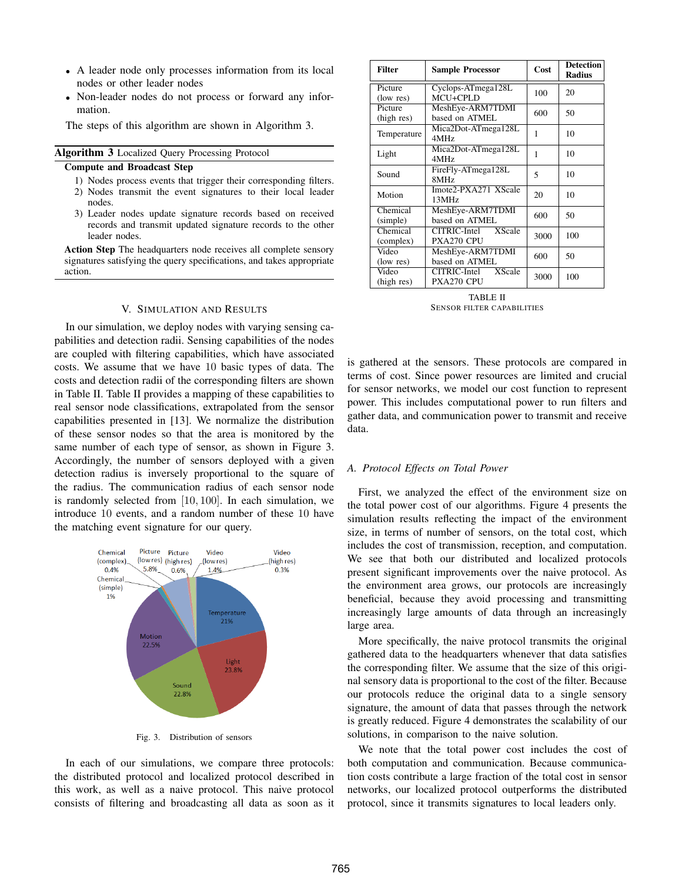- A leader node only processes information from its local nodes or other leader nodes
- Non-leader nodes do not process or forward any information.

The steps of this algorithm are shown in Algorithm 3.

**Algorithm 3** Localized Query Processing Protocol

**Compute and Broadcast Step**

1) Nodes process events that trigger their corresponding filters.
2) Nodes transmit the event signatures to their local leader nodes.
3) Leader nodes update signature records based on received records and transmit updated signature records to the other leader nodes.

**Action Step** The headquarters node receives all complete sensory signatures satisfying the query specifications, and takes appropriate action.

## V. Simulation and Results

In our simulation, we deploy nodes with varying sensing capabilities and detection radii. Sensing capabilities of the nodes are coupled with filtering capabilities, which have associated costs. We assume that we have 10 basic types of data. The costs and detection radii of the corresponding filters are shown in Table II. Table II provides a mapping of these capabilities to real sensor node classifications, extrapolated from the sensor capabilities presented in [13]. We normalize the distribution of these sensor nodes so that the area is monitored by the same number of each type of sensor, as shown in Figure 3. Accordingly, the number of sensors deployed with a given detection radius is inversely proportional to the square of the radius. The communication radius of each sensor node is randomly selected from $[10, 100]$. In each simulation, we introduce 10 events, and a random number of these 10 have the matching event signature for our query.

Fig. 3. Distribution of sensors

In each of our simulations, we compare three protocols: the distributed protocol and localized protocol described in this work, as well as a naive protocol. This naive protocol consists of filtering and broadcasting all data as soon as it is gathered at the sensors. These protocols are compared in terms of cost. Since power resources are limited and crucial for sensor networks, we model our cost function to represent power. This includes computational power to run filters and gather data, and communication power to transmit and receive data.

| Filter | Sample Processor | Cost | Detection Radius |
|---|---|---|---|
| Picture (low res) | Cyclops-ATmega128L MCU+CPLD | 100 | 20 |
| Picture (high res) | MeshEye-ARM7TDMI based on ATMEL | 600 | 50 |
| Temperature | Mica2Dot-ATmega128L 4MHz | 1 | 10 |
| Light | Mica2Dot-ATmega128L 4MHz | 1 | 10 |
| Sound | FireFly-ATmega128L 8MHz | 5 | 10 |
| Motion | Imote2-PXA271 XScale 13MHz | 20 | 10 |
| Chemical (simple) | MeshEye-ARM7TDMI based on ATMEL | 600 | 50 |
| Chemical (complex) | CITRIC-Intel XScale PXA270 CPU | 3000 | 100 |
| Video (low res) | MeshEye-ARM7TDMI based on ATMEL | 600 | 50 |
| Video (high res) | CITRIC-Intel XScale PXA270 CPU | 3000 | 100 |

TABLE II
Sensor filter capabilities

### A. *Protocol Effects on Total Power*

First, we analyzed the effect of the environment size on the total power cost of our algorithms. Figure 4 presents the simulation results reflecting the impact of the environment size, in terms of number of sensors, on the total cost, which includes the cost of transmission, reception, and computation. We see that both our distributed and localized protocols present significant improvements over the naive protocol. As the environment area grows, our protocols are increasingly beneficial, because they avoid processing and transmitting increasingly large amounts of data through an increasingly large area.

More specifically, the naive protocol transmits the original gathered data to the headquarters whenever that data satisfies the corresponding filter. We assume that the size of this original sensory data is proportional to the cost of the filter. Because our protocols reduce the original data to a single sensory signature, the amount of data that passes through the network is greatly reduced. Figure 4 demonstrates the scalability of our solutions, in comparison to the naive solution.

We note that the total power cost includes the cost of both computation and communication. Because communication costs contribute a large fraction of the total cost in sensor networks, our localized protocol outperforms the distributed protocol, since it transmits signatures to local leaders only.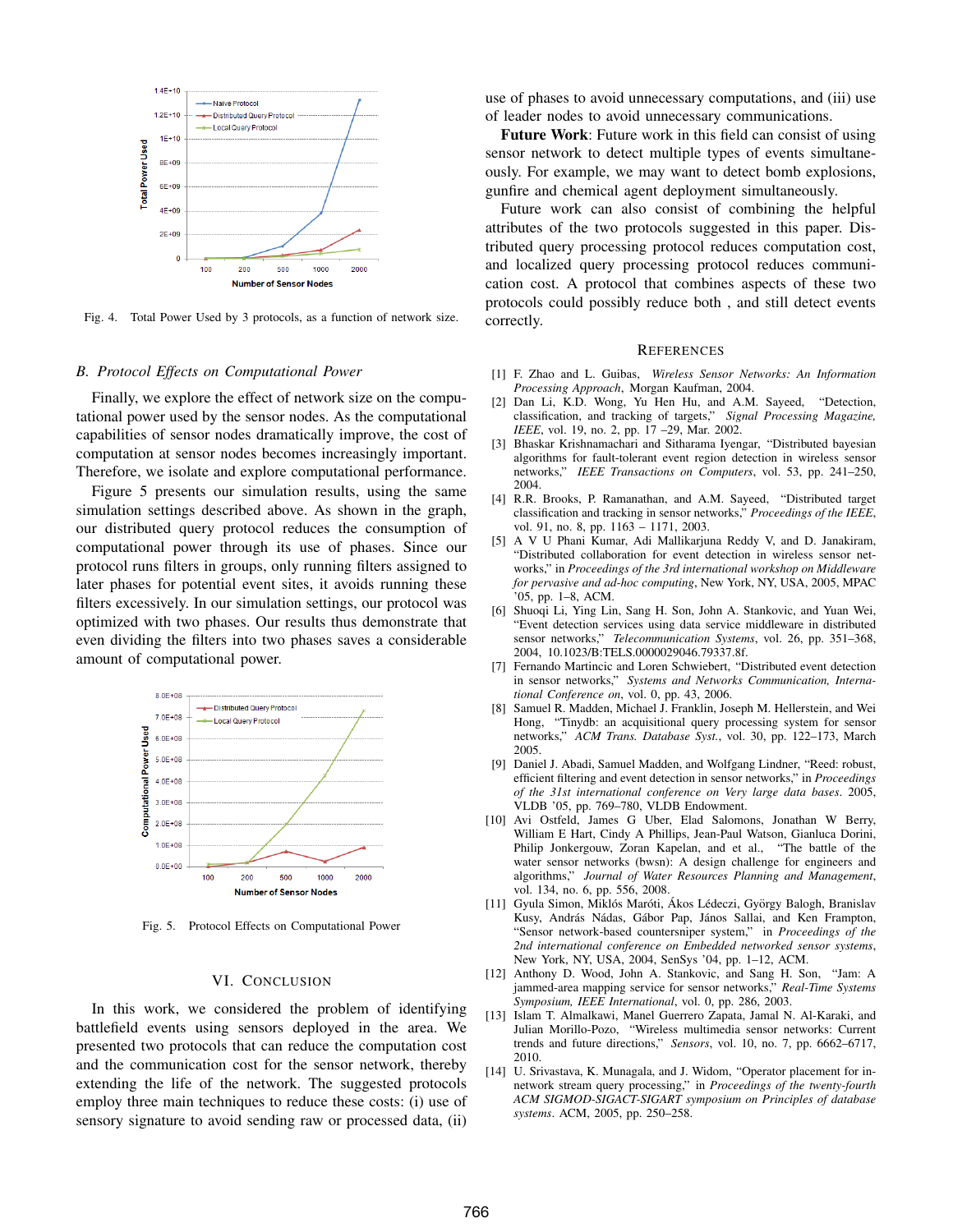1.4E+10
1.2E+10
1E+10
8E+09
6E+09
4E+09
2E+09
0

Naive Protocol
Distributed Query Protocol
Local Query Protocol

Total Power Used

100 200 500 1000 2000

Number of Sensor Nodes

Fig. 4. Total Power Used by 3 protocols, as a function of network size.

### B. Protocol Effects on Computational Power

Finally, we explore the effect of network size on the computational power used by the sensor nodes. As the computational capabilities of sensor nodes dramatically improve, the cost of computation at sensor nodes becomes increasingly important. Therefore, we isolate and explore computational performance.

Figure 5 presents our simulation results, using the same simulation settings described above. As shown in the graph, our distributed query protocol reduces the consumption of computational power through its use of phases. Since our protocol runs filters in groups, only running filters assigned to later phases for potential event sites, it avoids running these filters excessively. In our simulation settings, our protocol was optimized with two phases. Our results thus demonstrate that even dividing the filters into two phases saves a considerable amount of computational power.

8.0E+08
7.0E+08
6.0E+08
5.0E+08
4.0E+08
3.0E+08
2.0E+08
1.0E+08
0.0E+00

Distributed Query Protocol
Local Query Protocol

Computational Power Used

100 200 500 1000 2000

Number of Sensor Nodes

Fig. 5. Protocol Effects on Computational Power

## VI. Conclusion

In this work, we considered the problem of identifying battlefield events using sensors deployed in the area. We presented two protocols that can reduce the computation cost and the communication cost for the sensor network, thereby extending the life of the network. The suggested protocols employ three main techniques to reduce these costs: (i) use of sensory signature to avoid sending raw or processed data, (ii) use of phases to avoid unnecessary computations, and (iii) use of leader nodes to avoid unnecessary communications.

**Future Work**: Future work in this field can consist of using sensor network to detect multiple types of events simultaneously. For example, we may want to detect bomb explosions, gunfire and chemical agent deployment simultaneously.

Future work can also consist of combining the helpful attributes of the two protocols suggested in this paper. Distributed query processing protocol reduces computation cost, and localized query processing protocol reduces communication cost. A protocol that combines aspects of these two protocols could possibly reduce both , and still detect events correctly.

## References

[1] F. Zhao and L. Guibas, *Wireless Sensor Networks: An Information Processing Approach*, Morgan Kaufman, 2004.

[2] Dan Li, K.D. Wong, Yu Hen Hu, and A.M. Sayeed, "Detection, classification, and tracking of targets," *Signal Processing Magazine, IEEE*, vol. 19, no. 2, pp. 17 –29, Mar. 2002.

[3] Bhaskar Krishnamachari and Sitharama Iyengar, "Distributed bayesian algorithms for fault-tolerant event region detection in wireless sensor networks," *IEEE Transactions on Computers*, vol. 53, pp. 241–250, 2004.

[4] R.R. Brooks, P. Ramanathan, and A.M. Sayeed, "Distributed target classification and tracking in sensor networks," *Proceedings of the IEEE*, vol. 91, no. 8, pp. 1163 – 1171, 2003.

[5] A V U Phani Kumar, Adi Mallikarjuna Reddy V, and D. Janakiram, "Distributed collaboration for event detection in wireless sensor networks," in *Proceedings of the 3rd international workshop on Middleware for pervasive and ad-hoc computing*, New York, NY, USA, 2005, MPAC '05, pp. 1–8, ACM.

[6] Shuoqi Li, Ying Lin, Sang H. Son, John A. Stankovic, and Yuan Wei, "Event detection services using data service middleware in distributed sensor networks," *Telecommunication Systems*, vol. 26, pp. 351–368, 2004, 10.1023/B:TELS.0000029046.79337.8f.

[7] Fernando Martincic and Loren Schwiebert, "Distributed event detection in sensor networks," *Systems and Networks Communication, International Conference on*, vol. 0, pp. 43, 2006.

[8] Samuel R. Madden, Michael J. Franklin, Joseph M. Hellerstein, and Wei Hong, "Tinydb: an acquisitional query processing system for sensor networks," *ACM Trans. Database Syst.*, vol. 30, pp. 122–173, March 2005.

[9] Daniel J. Abadi, Samuel Madden, and Wolfgang Lindner, "Reed: robust, efficient filtering and event detection in sensor networks," in *Proceedings of the 31st international conference on Very large data bases*. 2005, VLDB '05, pp. 769–780, VLDB Endowment.

[10] Avi Ostfeld, James G Uber, Elad Salomons, Jonathan W Berry, William E Hart, Cindy A Phillips, Jean-Paul Watson, Gianluca Dorini, Philip Jonkergouw, Zoran Kapelan, and et al., "The battle of the water sensor networks (bwsn): A design challenge for engineers and algorithms," *Journal of Water Resources Planning and Management*, vol. 134, no. 6, pp. 556, 2008.

[11] Gyula Simon, Miklós Maróti, Ákos Lédeczi, György Balogh, Branislav Kusy, András Nádas, Gábor Pap, János Sallai, and Ken Frampton, "Sensor network-based countersniper system," in *Proceedings of the 2nd international conference on Embedded networked sensor systems*, New York, NY, USA, 2004, SenSys '04, pp. 1–12, ACM.

[12] Anthony D. Wood, John A. Stankovic, and Sang H. Son, "Jam: A jammed-area mapping service for sensor networks," *Real-Time Systems Symposium, IEEE International*, vol. 0, pp. 286, 2003.

[13] Islam T. Almalkawi, Manel Guerrero Zapata, Jamal N. Al-Karaki, and Julian Morillo-Pozo, "Wireless multimedia sensor networks: Current trends and future directions," *Sensors*, vol. 10, no. 7, pp. 6662–6717, 2010.

[14] U. Srivastava, K. Munagala, and J. Widom, "Operator placement for in-network stream query processing," in *Proceedings of the twenty-fourth ACM SIGMOD-SIGACT-SIGART symposium on Principles of database systems*. ACM, 2005, pp. 250–258.